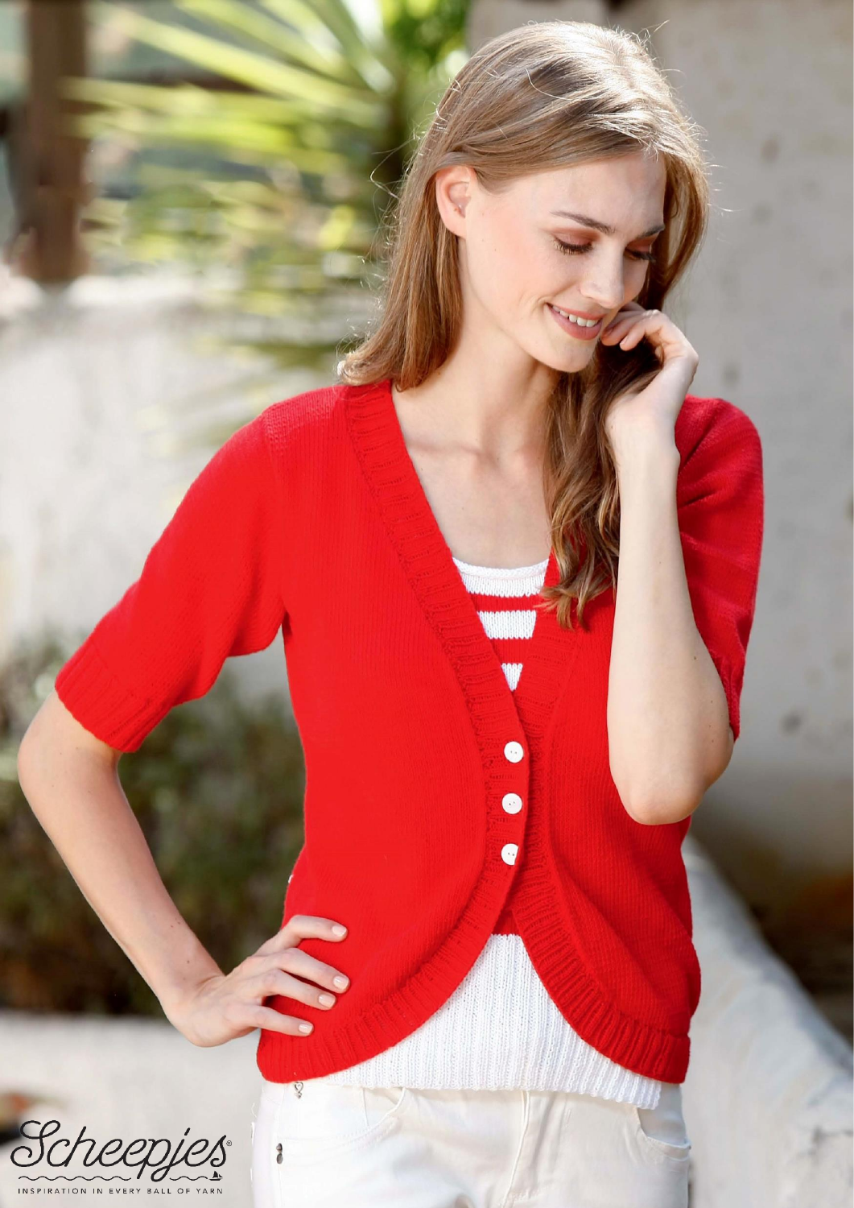Scheepjes

INSPIRATION IN EVERY BALL OF YARN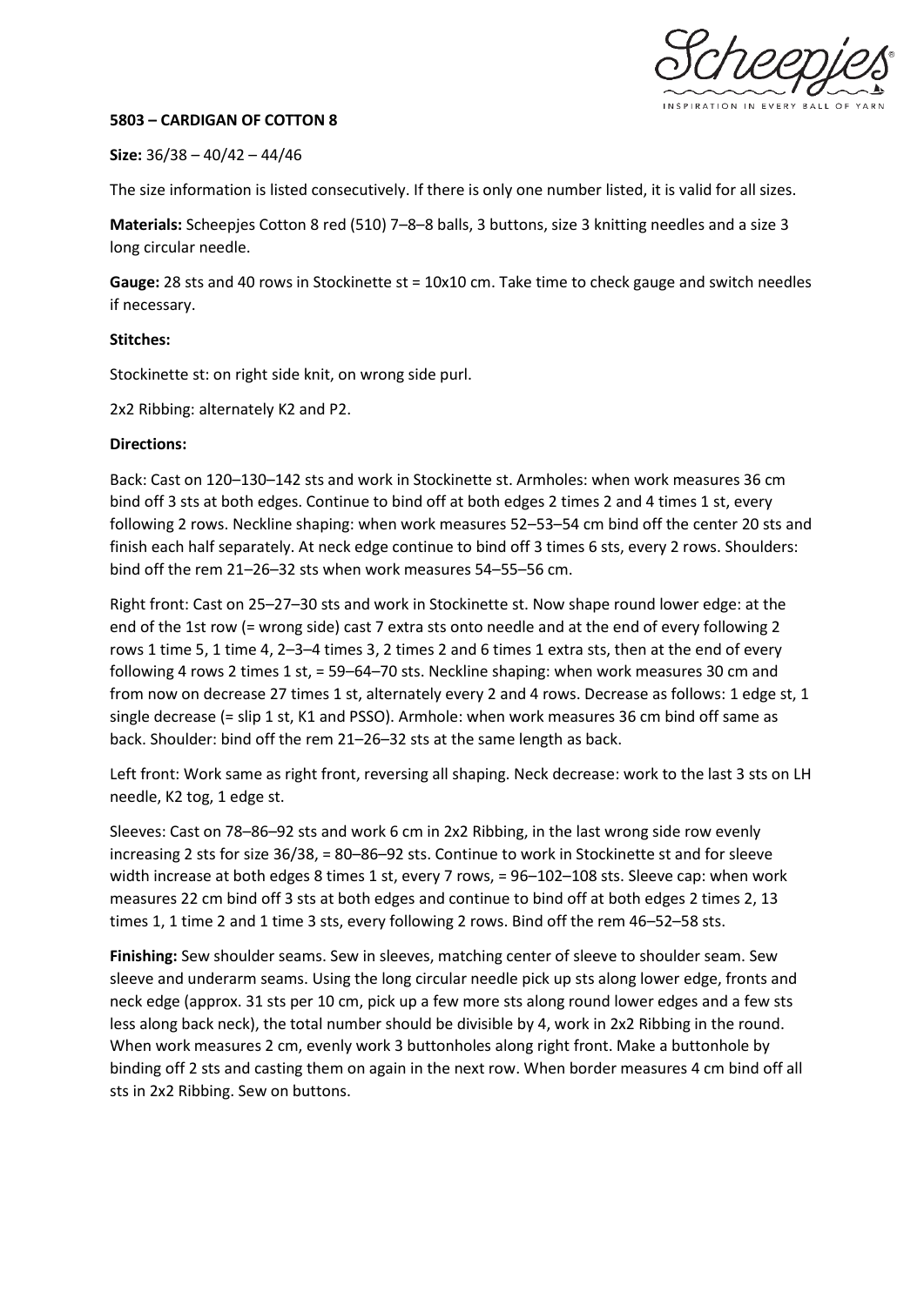**5803 – CARDIGAN OF COTTON 8**

**Size:** 36/38 – 40/42 – 44/46

The size information is listed consecutively. If there is only one number listed, it is valid for all sizes.

**Materials:** Scheepjes Cotton 8 red (510) 7–8–8 balls, 3 buttons, size 3 knitting needles and a size 3 long circular needle.

**Gauge:** 28 sts and 40 rows in Stockinette st = 10x10 cm. Take time to check gauge and switch needles if necessary.

**Stitches:**

Stockinette st: on right side knit, on wrong side purl.

2x2 Ribbing: alternately K2 and P2.

**Directions:**

Back: Cast on 120–130–142 sts and work in Stockinette st. Armholes: when work measures 36 cm bind off 3 sts at both edges. Continue to bind off at both edges 2 times 2 and 4 times 1 st, every following 2 rows. Neckline shaping: when work measures 52–53–54 cm bind off the center 20 sts and finish each half separately. At neck edge continue to bind off 3 times 6 sts, every 2 rows. Shoulders: bind off the rem 21–26–32 sts when work measures 54–55–56 cm.

Right front: Cast on 25–27–30 sts and work in Stockinette st. Now shape round lower edge: at the end of the 1st row (= wrong side) cast 7 extra sts onto needle and at the end of every following 2 rows 1 time 5, 1 time 4, 2–3–4 times 3, 2 times 2 and 6 times 1 extra sts, then at the end of every following 4 rows 2 times 1 st, = 59–64–70 sts. Neckline shaping: when work measures 30 cm and from now on decrease 27 times 1 st, alternately every 2 and 4 rows. Decrease as follows: 1 edge st, 1 single decrease (= slip 1 st, K1 and PSSO). Armhole: when work measures 36 cm bind off same as back. Shoulder: bind off the rem 21–26–32 sts at the same length as back.

Left front: Work same as right front, reversing all shaping. Neck decrease: work to the last 3 sts on LH needle, K2 tog, 1 edge st.

Sleeves: Cast on 78–86–92 sts and work 6 cm in 2x2 Ribbing, in the last wrong side row evenly increasing 2 sts for size 36/38, = 80–86–92 sts. Continue to work in Stockinette st and for sleeve width increase at both edges 8 times 1 st, every 7 rows, = 96–102–108 sts. Sleeve cap: when work measures 22 cm bind off 3 sts at both edges and continue to bind off at both edges 2 times 2, 13 times 1, 1 time 2 and 1 time 3 sts, every following 2 rows. Bind off the rem 46–52–58 sts.

**Finishing:** Sew shoulder seams. Sew in sleeves, matching center of sleeve to shoulder seam. Sew sleeve and underarm seams. Using the long circular needle pick up sts along lower edge, fronts and neck edge (approx. 31 sts per 10 cm, pick up a few more sts along round lower edges and a few sts less along back neck), the total number should be divisible by 4, work in 2x2 Ribbing in the round. When work measures 2 cm, evenly work 3 buttonholes along right front. Make a buttonhole by binding off 2 sts and casting them on again in the next row. When border measures 4 cm bind off all sts in 2x2 Ribbing. Sew on buttons.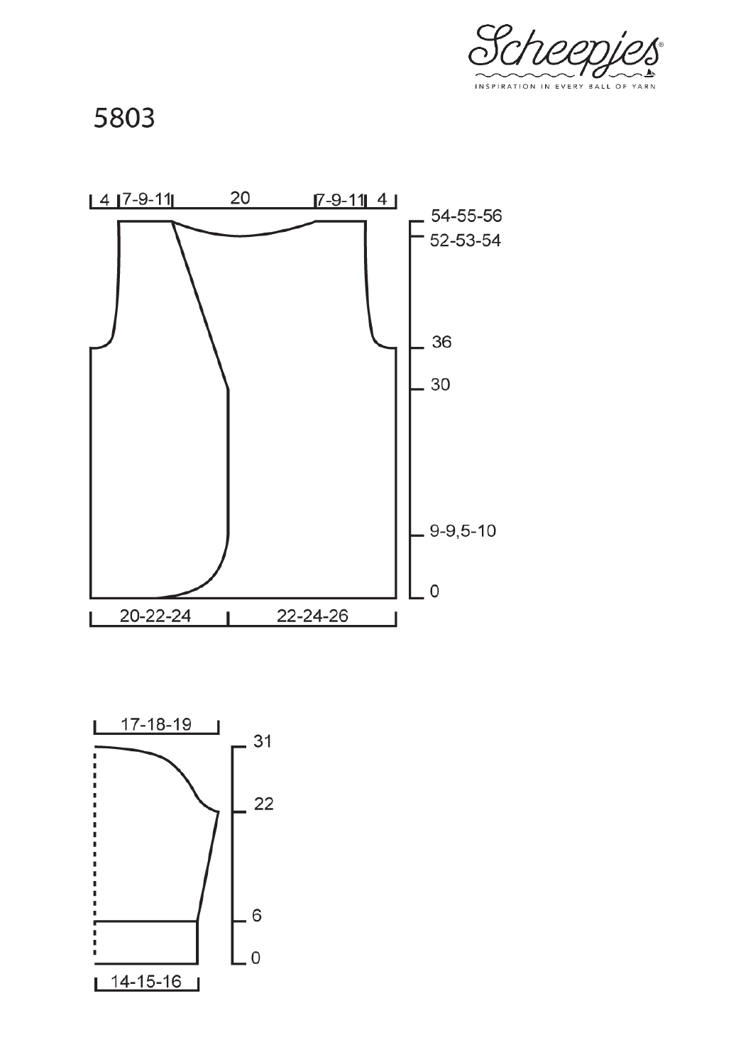5803

4 | 7-9-11 | 20 | 7-9-11 | 4

54-55-56

52-53-54

36

30

9-9,5-10

0

20-22-24

22-24-26

17-18-19

31

22

6

0

14-15-16